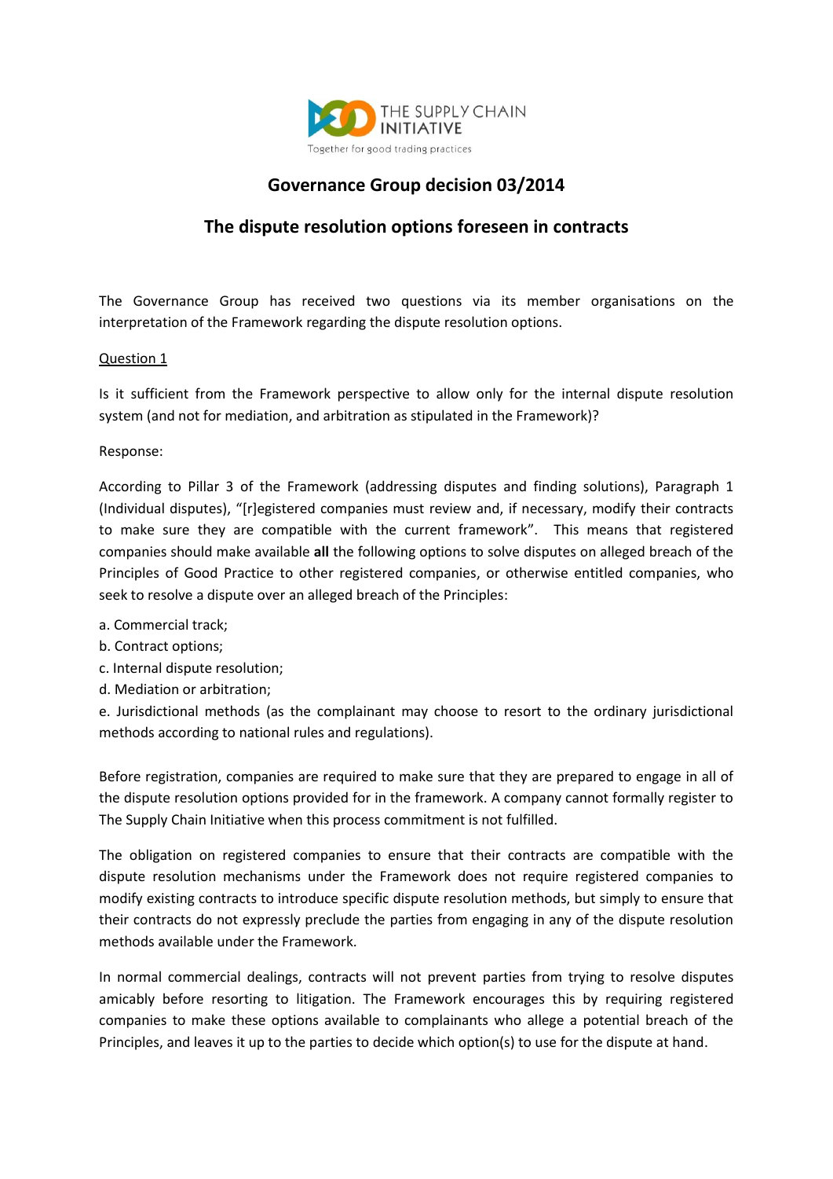THE SUPPLY CHAIN INITIATIVE

Together for good trading practices

# Governance Group decision 03/2014

## The dispute resolution options foreseen in contracts

The Governance Group has received two questions via its member organisations on the interpretation of the Framework regarding the dispute resolution options.

Question 1

Is it sufficient from the Framework perspective to allow only for the internal dispute resolution system (and not for mediation, and arbitration as stipulated in the Framework)?

Response:

According to Pillar 3 of the Framework (addressing disputes and finding solutions), Paragraph 1 (Individual disputes), "[r]egistered companies must review and, if necessary, modify their contracts to make sure they are compatible with the current framework". This means that registered companies should make available **all** the following options to solve disputes on alleged breach of the Principles of Good Practice to other registered companies, or otherwise entitled companies, who seek to resolve a dispute over an alleged breach of the Principles:

a. Commercial track;
b. Contract options;
c. Internal dispute resolution;
d. Mediation or arbitration;
e. Jurisdictional methods (as the complainant may choose to resort to the ordinary jurisdictional methods according to national rules and regulations).

Before registration, companies are required to make sure that they are prepared to engage in all of the dispute resolution options provided for in the framework. A company cannot formally register to The Supply Chain Initiative when this process commitment is not fulfilled.

The obligation on registered companies to ensure that their contracts are compatible with the dispute resolution mechanisms under the Framework does not require registered companies to modify existing contracts to introduce specific dispute resolution methods, but simply to ensure that their contracts do not expressly preclude the parties from engaging in any of the dispute resolution methods available under the Framework.

In normal commercial dealings, contracts will not prevent parties from trying to resolve disputes amicably before resorting to litigation. The Framework encourages this by requiring registered companies to make these options available to complainants who allege a potential breach of the Principles, and leaves it up to the parties to decide which option(s) to use for the dispute at hand.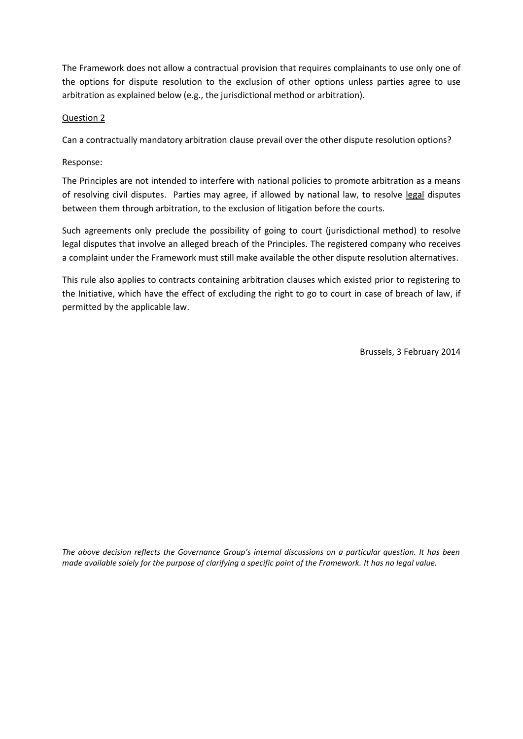The Framework does not allow a contractual provision that requires complainants to use only one of the options for dispute resolution to the exclusion of other options unless parties agree to use arbitration as explained below (e.g., the jurisdictional method or arbitration).

<u>Question 2</u>

Can a contractually mandatory arbitration clause prevail over the other dispute resolution options?

Response:

The Principles are not intended to interfere with national policies to promote arbitration as a means of resolving civil disputes. Parties may agree, if allowed by national law, to resolve <u>legal</u> disputes between them through arbitration, to the exclusion of litigation before the courts.

Such agreements only preclude the possibility of going to court (jurisdictional method) to resolve legal disputes that involve an alleged breach of the Principles. The registered company who receives a complaint under the Framework must still make available the other dispute resolution alternatives.

This rule also applies to contracts containing arbitration clauses which existed prior to registering to the Initiative, which have the effect of excluding the right to go to court in case of breach of law, if permitted by the applicable law.

Brussels, 3 February 2014

*The above decision reflects the Governance Group's internal discussions on a particular question. It has been made available solely for the purpose of clarifying a specific point of the Framework. It has no legal value.*